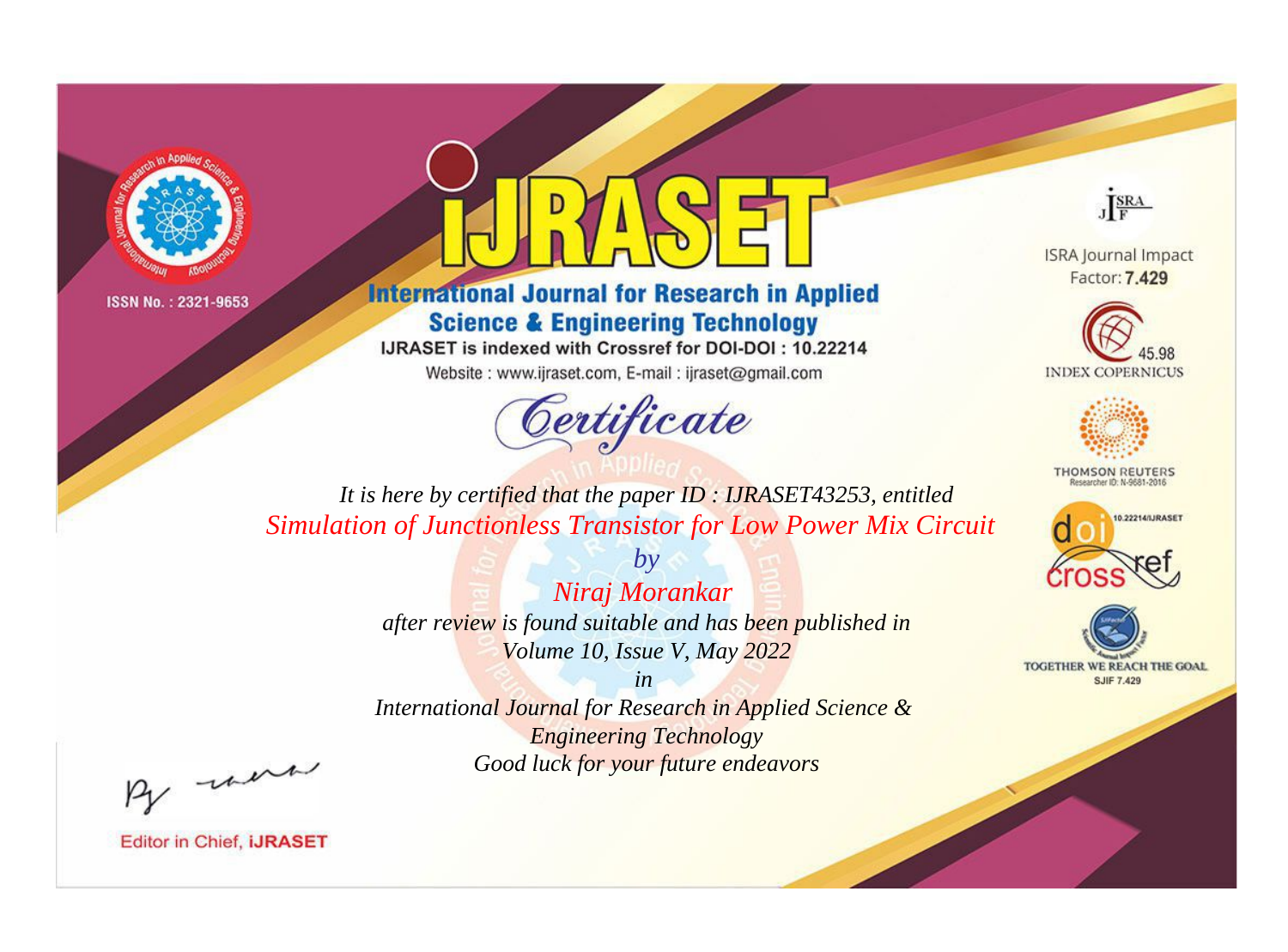ISSN No. : 2321-9653

# iJRASET

## International Journal for Research in Applied Science & Engineering Technology

IJRASET is indexed with Crossref for DOI-DOI : 10.22214

Website : www.ijraset.com, E-mail : ijraset@gmail.com

*Certificate*

*It is here by certified that the paper ID : IJRASET43253, entitled*

*Simulation of Junctionless Transistor for Low Power Mix Circuit*

*by*

*Niraj Morankar*

*after review is found suitable and has been published in*

*Volume 10, Issue V, May 2022*

*in*

*International Journal for Research in Applied Science & Engineering Technology*

*Good luck for your future endeavors*

ISRA Journal Impact Factor: **7.429**

45.98 INDEX COPERNICUS

THOMSON REUTERS Researcher ID: N-9681-2016

10.22214/IJRASET

TOGETHER WE REACH THE GOAL SJIF 7.429

Editor in Chief, **iJRASET**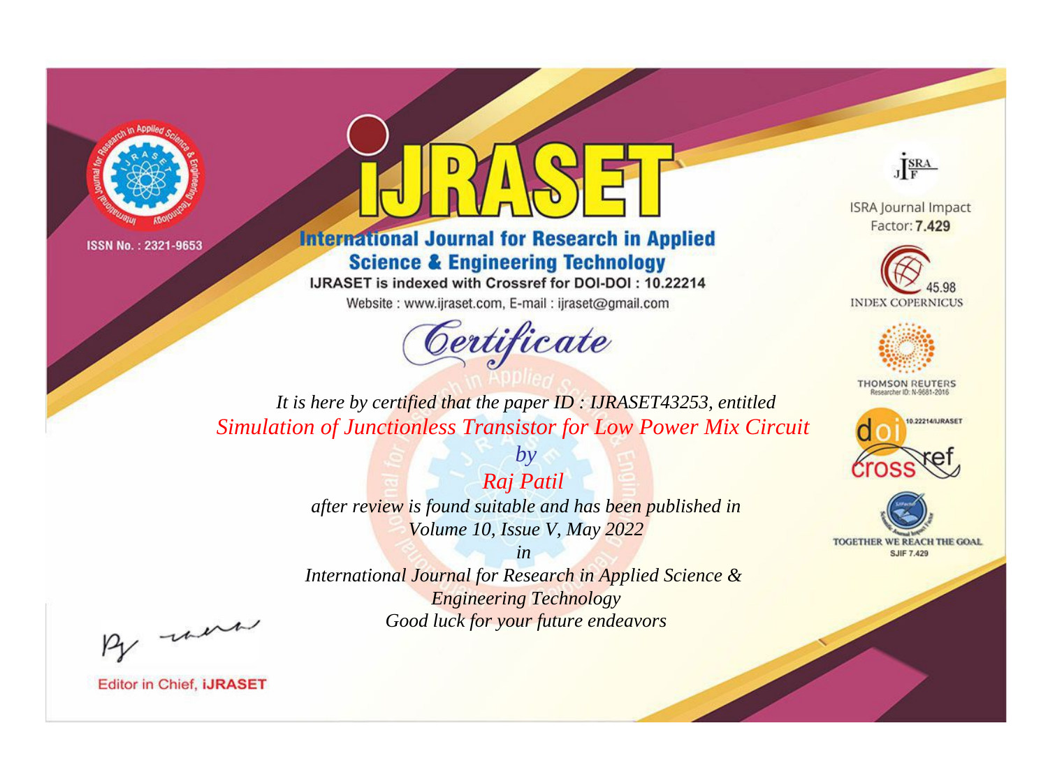ISSN No. : 2321-9653

# International Journal for Research in Applied Science & Engineering Technology

IJRASET is indexed with Crossref for DOI-DOI : 10.22214

Website : www.ijraset.com, E-mail : ijraset@gmail.com

ISRA Journal Impact Factor: **7.429**

45.98 INDEX COPERNICUS

THOMSON REUTERS Researcher ID: N-9681-2016

10.22214/IJRASET

TOGETHER WE REACH THE GOAL SJIF 7.429

## *Certificate*

*It is here by certified that the paper ID : IJRASET43253, entitled*

*Simulation of Junctionless Transistor for Low Power Mix Circuit*

*by*

*Raj Patil*

*after review is found suitable and has been published in*

*Volume 10, Issue V, May 2022*

*in*

*International Journal for Research in Applied Science & Engineering Technology*

*Good luck for your future endeavors*

Editor in Chief, **iJRASET**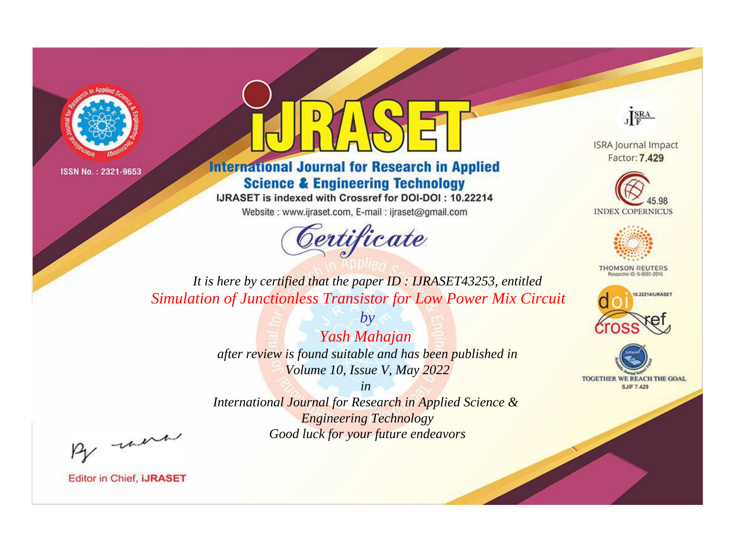ISSN No. : 2321-9653

# IJRASET

## International Journal for Research in Applied Science & Engineering Technology

IJRASET is indexed with Crossref for DOI-DOI : 10.22214

Website : www.ijraset.com, E-mail : ijraset@gmail.com

## *Certificate*

*It is here by certified that the paper ID : IJRASET43253, entitled*

*Simulation of Junctionless Transistor for Low Power Mix Circuit*

*by*

*Yash Mahajan*

*after review is found suitable and has been published in*

*Volume 10, Issue V, May 2022*

*in*

*International Journal for Research in Applied Science & Engineering Technology*

*Good luck for your future endeavors*

ISRA Journal Impact Factor: **7.429**

45.98 INDEX COPERNICUS

THOMSON REUTERS Researcher ID: N-9681-2016

10.22214/IJRASET

TOGETHER WE REACH THE GOAL SJIF 7.429

Editor in Chief, **iJRASET**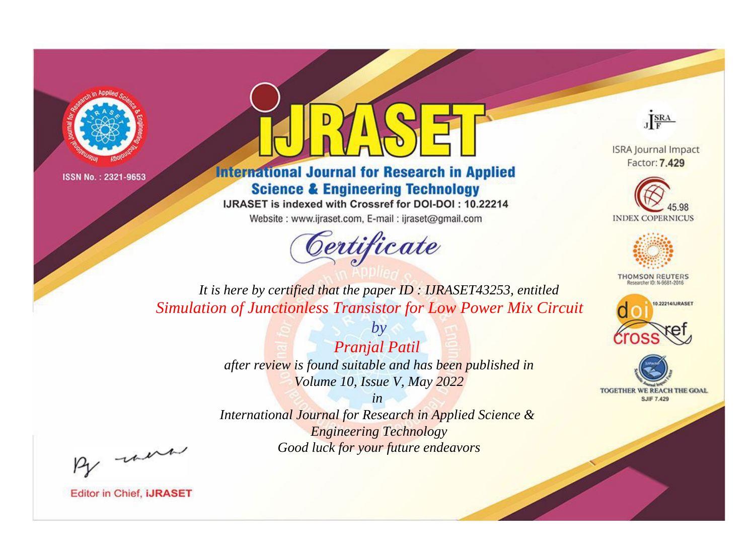ISSN No. : 2321-9653

# iJRASET

## International Journal for Research in Applied Science & Engineering Technology

IJRASET is indexed with Crossref for DOI-DOI : 10.22214

Website : www.ijraset.com, E-mail : ijraset@gmail.com

ISRA Journal Impact Factor: **7.429**

45.98 INDEX COPERNICUS

THOMSON REUTERS Researcher ID: N-9681-2016

10.22214/IJRASET

TOGETHER WE REACH THE GOAL SJIF 7.429

# *Certificate*

*It is here by certified that the paper ID : IJRASET43253, entitled*

*Simulation of Junctionless Transistor for Low Power Mix Circuit*

*by*

*Pranjal Patil*

*after review is found suitable and has been published in*

*Volume 10, Issue V, May 2022*

*in*

*International Journal for Research in Applied Science & Engineering Technology*

*Good luck for your future endeavors*

Editor in Chief, **iJRASET**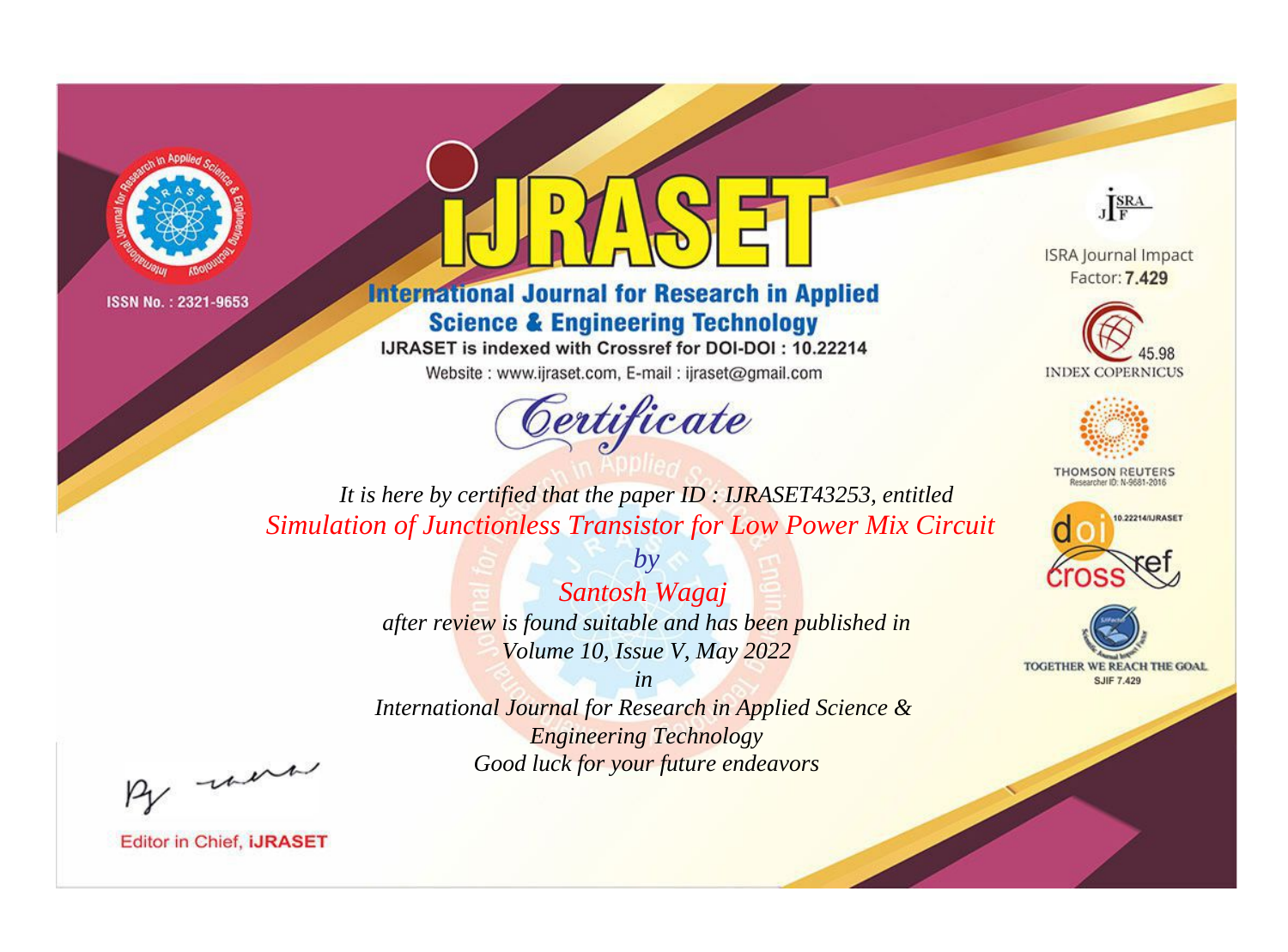ISSN No. : 2321-9653

# IJRASET

## International Journal for Research in Applied Science & Engineering Technology

IJRASET is indexed with Crossref for DOI-DOI : 10.22214

Website : www.ijraset.com, E-mail : ijraset@gmail.com

ISRA Journal Impact Factor: **7.429**

45.98 INDEX COPERNICUS

THOMSON REUTERS Researcher ID: N-9681-2016

10.22214/IJRASET

TOGETHER WE REACH THE GOAL SJIF 7.429

*Certificate*

*It is here by certified that the paper ID : IJRASET43253, entitled*

*Simulation of Junctionless Transistor for Low Power Mix Circuit*

*by*

*Santosh Wagaj*

*after review is found suitable and has been published in*

*Volume 10, Issue V, May 2022*

*in*

*International Journal for Research in Applied Science & Engineering Technology*

*Good luck for your future endeavors*

Editor in Chief, **iJRASET**